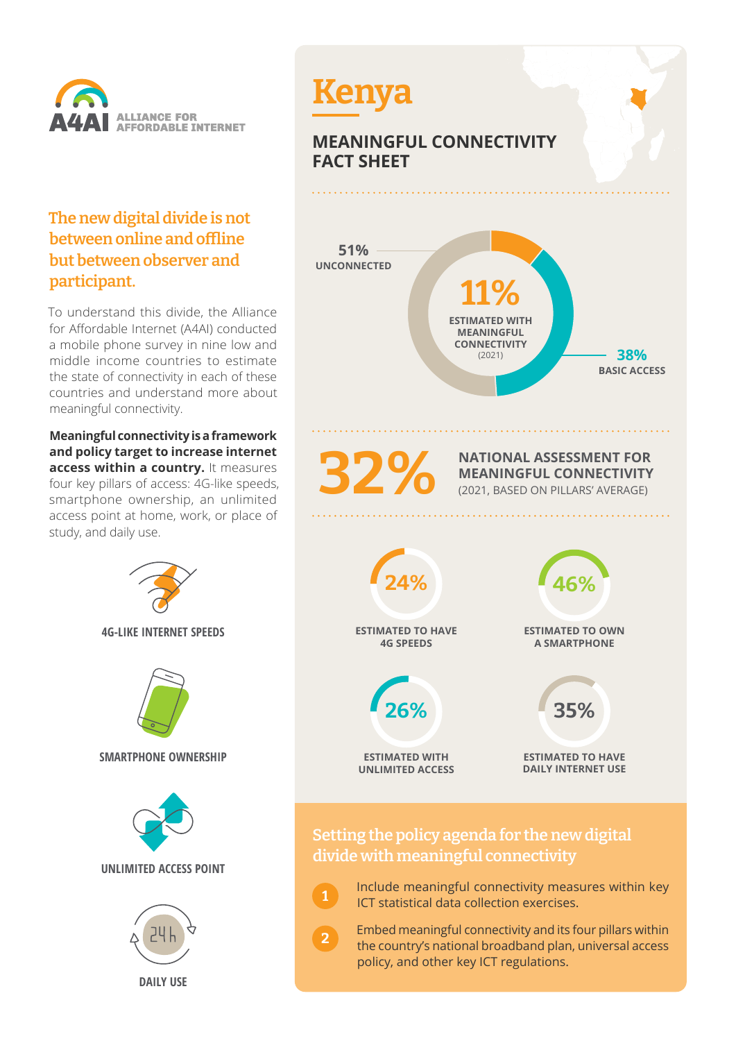ALLIANCE FOR AFFORDABLE INTERNET (A4AI)

## The new digital divide is not between online and offline but between observer and participant.

To understand this divide, the Alliance for Affordable Internet (A4AI) conducted a mobile phone survey in nine low and middle income countries to estimate the state of connectivity in each of these countries and understand more about meaningful connectivity.

**Meaningful connectivity is a framework and policy target to increase internet access within a country.** It measures four key pillars of access: 4G-like speeds, smartphone ownership, an unlimited access point at home, work, or place of study, and daily use.

**4G-LIKE INTERNET SPEEDS**

**SMARTPHONE OWNERSHIP**

**UNLIMITED ACCESS POINT**

**DAILY USE**

# Kenya

## MEANINGFUL CONNECTIVITY FACT SHEET

**51%** UNCONNECTED

**11%** ESTIMATED WITH MEANINGFUL CONNECTIVITY (2021)

**38%** BASIC ACCESS

**32%** NATIONAL ASSESSMENT FOR MEANINGFUL CONNECTIVITY (2021, BASED ON PILLARS' AVERAGE)

**24%** ESTIMATED TO HAVE 4G SPEEDS

**46%** ESTIMATED TO OWN A SMARTPHONE

**26%** ESTIMATED WITH UNLIMITED ACCESS

**35%** ESTIMATED TO HAVE DAILY INTERNET USE

## Setting the policy agenda for the new digital divide with meaningful connectivity

1. Include meaningful connectivity measures within key ICT statistical data collection exercises.
2. Embed meaningful connectivity and its four pillars within the country's national broadband plan, universal access policy, and other key ICT regulations.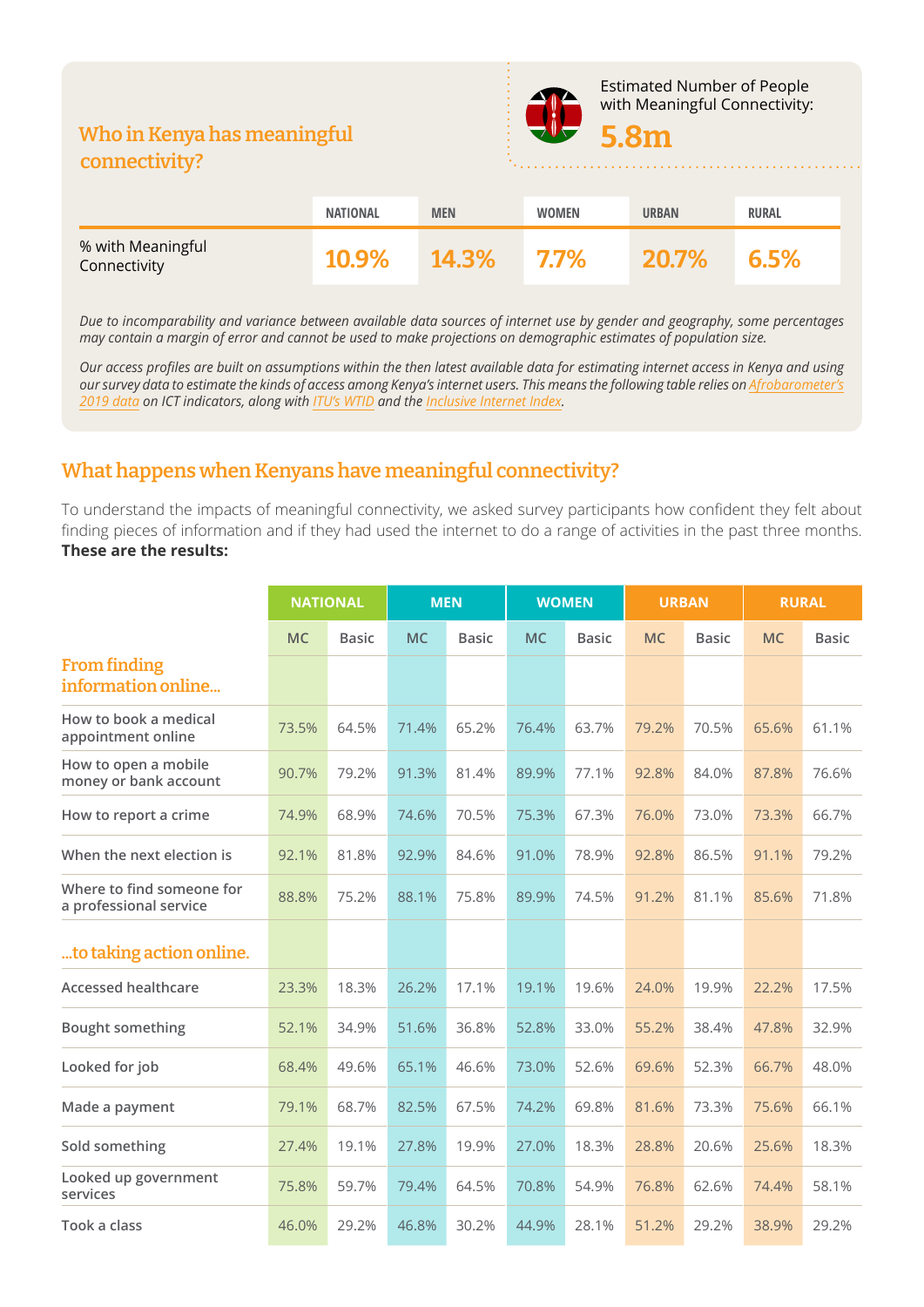## Who in Kenya has meaningful connectivity?

Estimated Number of People with Meaningful Connectivity:

**5.8m**

| | NATIONAL | MEN | WOMEN | URBAN | RURAL |
|---|---|---|---|---|---|
| % with Meaningful Connectivity | 10.9% | 14.3% | 7.7% | 20.7% | 6.5% |

*Due to incomparability and variance between available data sources of internet use by gender and geography, some percentages may contain a margin of error and cannot be used to make projections on demographic estimates of population size.*

*Our access profiles are built on assumptions within the then latest available data for estimating internet access in Kenya and using our survey data to estimate the kinds of access among Kenya's internet users. This means the following table relies on Afrobarometer's 2019 data on ICT indicators, along with ITU's WTID and the Inclusive Internet Index.*

## What happens when Kenyans have meaningful connectivity?

To understand the impacts of meaningful connectivity, we asked survey participants how confident they felt about finding pieces of information and if they had used the internet to do a range of activities in the past three months. **These are the results:**

| | NATIONAL | | MEN | | WOMEN | | URBAN | | RURAL | |
|---|---|---|---|---|---|---|---|---|---|---|
| | MC | Basic | MC | Basic | MC | Basic | MC | Basic | MC | Basic |
| **From finding information online...** | | | | | | | | | | |
| How to book a medical appointment online | 73.5% | 64.5% | 71.4% | 65.2% | 76.4% | 63.7% | 79.2% | 70.5% | 65.6% | 61.1% |
| How to open a mobile money or bank account | 90.7% | 79.2% | 91.3% | 81.4% | 89.9% | 77.1% | 92.8% | 84.0% | 87.8% | 76.6% |
| How to report a crime | 74.9% | 68.9% | 74.6% | 70.5% | 75.3% | 67.3% | 76.0% | 73.0% | 73.3% | 66.7% |
| When the next election is | 92.1% | 81.8% | 92.9% | 84.6% | 91.0% | 78.9% | 92.8% | 86.5% | 91.1% | 79.2% |
| Where to find someone for a professional service | 88.8% | 75.2% | 88.1% | 75.8% | 89.9% | 74.5% | 91.2% | 81.1% | 85.6% | 71.8% |
| **...to taking action online.** | | | | | | | | | | |
| Accessed healthcare | 23.3% | 18.3% | 26.2% | 17.1% | 19.1% | 19.6% | 24.0% | 19.9% | 22.2% | 17.5% |
| Bought something | 52.1% | 34.9% | 51.6% | 36.8% | 52.8% | 33.0% | 55.2% | 38.4% | 47.8% | 32.9% |
| Looked for job | 68.4% | 49.6% | 65.1% | 46.6% | 73.0% | 52.6% | 69.6% | 52.3% | 66.7% | 48.0% |
| Made a payment | 79.1% | 68.7% | 82.5% | 67.5% | 74.2% | 69.8% | 81.6% | 73.3% | 75.6% | 66.1% |
| Sold something | 27.4% | 19.1% | 27.8% | 19.9% | 27.0% | 18.3% | 28.8% | 20.6% | 25.6% | 18.3% |
| Looked up government services | 75.8% | 59.7% | 79.4% | 64.5% | 70.8% | 54.9% | 76.8% | 62.6% | 74.4% | 58.1% |
| Took a class | 46.0% | 29.2% | 46.8% | 30.2% | 44.9% | 28.1% | 51.2% | 29.2% | 38.9% | 29.2% |